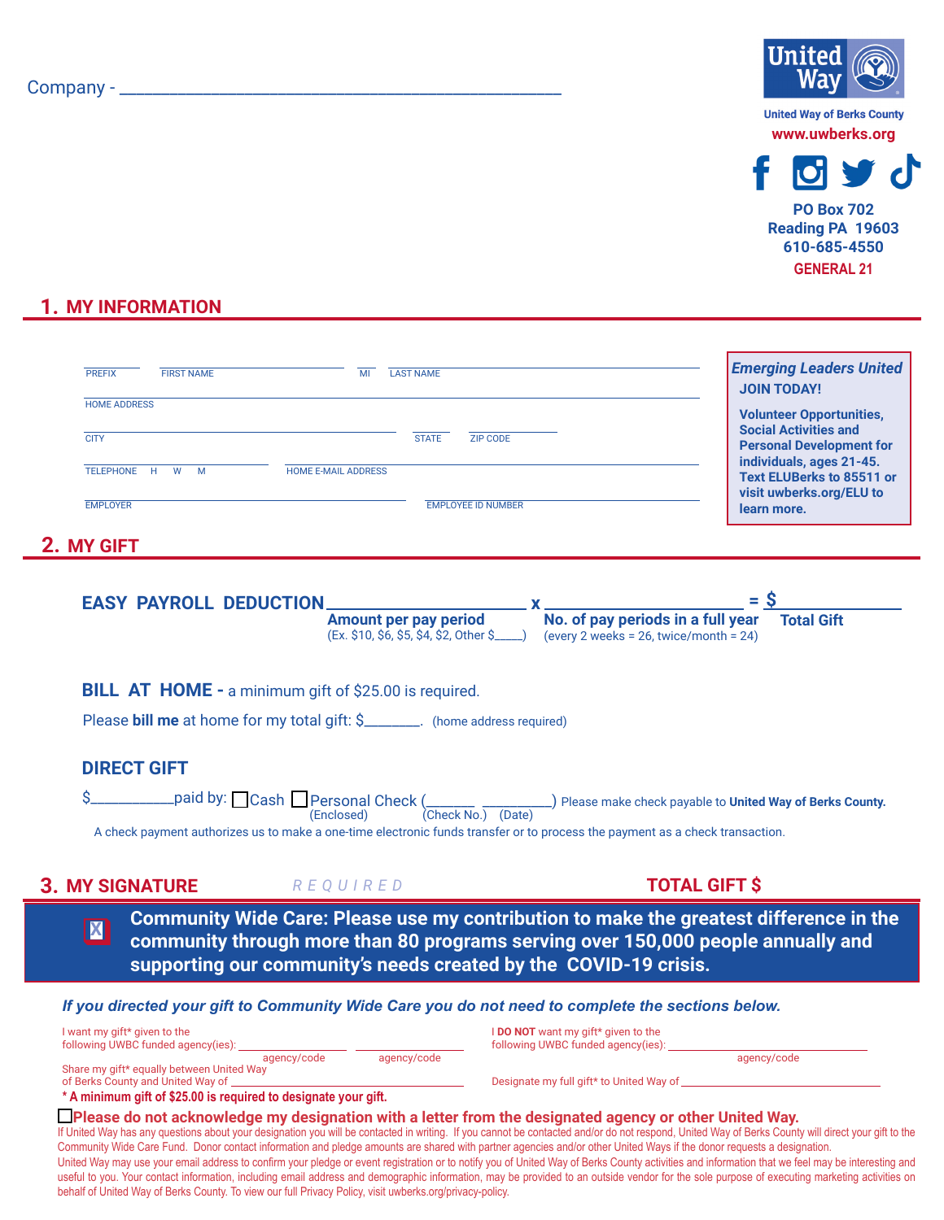Company - ______________________________________________

**United Way**

**United Way of Berks County**

**www.uwberks.org**

**PO Box 702**
**Reading PA 19603**
**610-685-4550**

**GENERAL 21**

## 1. MY INFORMATION

PREFIX ______ FIRST NAME ____________________ MI ____ LAST NAME ____________________

HOME ADDRESS ______________________________________________

CITY ____________________ STATE ______ ZIP CODE ______

TELEPHONE H W M ______________ HOME E-MAIL ADDRESS ______________________________

EMPLOYER ______________________ EMPLOYEE ID NUMBER ______________________

> ***Emerging Leaders United***
> **JOIN TODAY!**
>
> **Volunteer Opportunities, Social Activities and Personal Development for individuals, ages 21-45. Text ELUBerks to 85511 or visit uwberks.org/ELU to learn more.**

## 2. MY GIFT

**EASY PAYROLL DEDUCTION** ____________________ x ____________________ = $____________

**Amount per pay period** (Ex. $10, $6, $5, $4, $2, Other $_____)

**No. of pay periods in a full year** (every 2 weeks = 26, twice/month = 24)

**Total Gift**

**BILL AT HOME -** a minimum gift of $25.00 is required.

Please **bill me** at home for my total gift: $_______. (home address required)

**DIRECT GIFT**

$__________paid by: ☐ Cash ☐ Personal Check (Enclosed) (______ (Check No.) _________ (Date)) Please make check payable to **United Way of Berks County.**

A check payment authorizes us to make a one-time electronic funds transfer or to process the payment as a check transaction.

## 3. MY SIGNATURE

*REQUIRED*

**TOTAL GIFT $**

☒ **Community Wide Care: Please use my contribution to make the greatest difference in the community through more than 80 programs serving over 150,000 people annually and supporting our community's needs created by the COVID-19 crisis.**

***If you directed your gift to Community Wide Care you do not need to complete the sections below.***

I want my gift* given to the following UWBC funded agency(ies): ______________ (agency/code) ______________ (agency/code)

Share my gift* equally between United Way of Berks County and United Way of ______________________

I **DO NOT** want my gift* given to the following UWBC funded agency(ies): ______________________ (agency/code)

Designate my full gift* to United Way of ______________________

**\* A minimum gift of $25.00 is required to designate your gift.**

☐ **Please do not acknowledge my designation with a letter from the designated agency or other United Way.**

If United Way has any questions about your designation you will be contacted in writing. If you cannot be contacted and/or do not respond, United Way of Berks County will direct your gift to the Community Wide Care Fund. Donor contact information and pledge amounts are shared with partner agencies and/or other United Ways if the donor requests a designation.

United Way may use your email address to confirm your pledge or event registration or to notify you of United Way of Berks County activities and information that we feel may be interesting and useful to you. Your contact information, including email address and demographic information, may be provided to an outside vendor for the sole purpose of executing marketing activities on behalf of United Way of Berks County. To view our full Privacy Policy, visit uwberks.org/privacy-policy.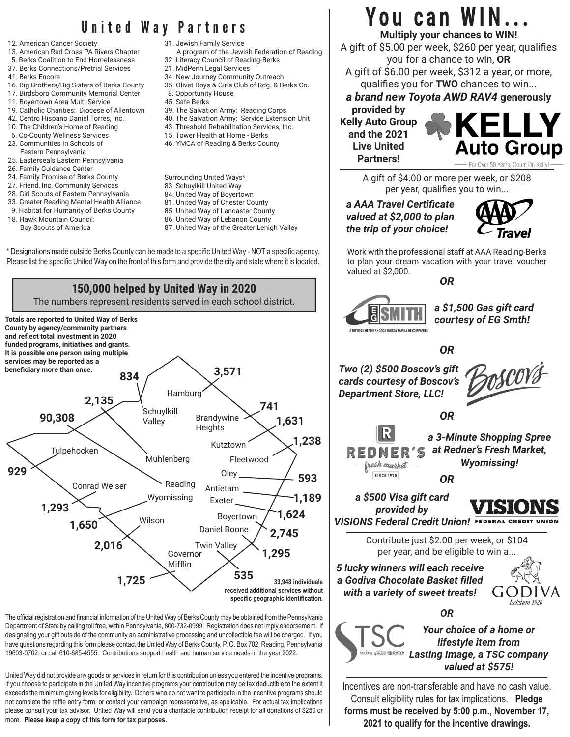# United Way Partners

12. American Cancer Society
13. American Red Cross PA Rivers Chapter
5. Berks Coalition to End Homelessness
37. Berks Connections/Pretrial Services
41. Berks Encore
16. Big Brothers/Big Sisters of Berks County
17. Birdsboro Community Memorial Center
11. Boyertown Area Multi-Service
19. Catholic Charities: Diocese of Allentown
42. Centro Hispano Daniel Torres, Inc.
10. The Children's Home of Reading
6. Co-County Wellness Services
23. Communities In Schools of Eastern Pennsylvania
25. Easterseals Eastern Pennsylvania
26. Family Guidance Center
24. Family Promise of Berks County
27. Friend, Inc. Community Services
28. Girl Scouts of Eastern Pennsylvania
33. Greater Reading Mental Health Alliance
9. Habitat for Humanity of Berks County
18. Hawk Mountain Council: Boy Scouts of America
31. Jewish Family Service A program of the Jewish Federation of Reading
32. Literacy Council of Reading-Berks
21. MidPenn Legal Services
34. New Journey Community Outreach
35. Olivet Boys & Girls Club of Rdg. & Berks Co.
8. Opportunity House
45. Safe Berks
39. The Salvation Army: Reading Corps
40. The Salvation Army: Service Extension Unit
43. Threshold Rehabilitation Services, Inc.
15. Tower Health at Home - Berks
46. YMCA of Reading & Berks County

Surrounding United Ways*
83. Schuylkill United Way
84. United Way of Boyertown
81. United Way of Chester County
85. United Way of Lancaster County
86. United Way of Lebanon County
87. United Way of the Greater Lehigh Valley

\* Designations made outside Berks County can be made to a specific United Way - NOT a specific agency. Please list the specific United Way on the front of this form and provide the city and state where it is located.

## 150,000 helped by United Way in 2020

The numbers represent residents served in each school district.

**Totals are reported to United Way of Berks County by agency/community partners and reflect total investment in 2020 funded programs, initiatives and grants. It is possible one person using multiple services may be reported as a beneficiary more than once.**

Hamburg 834
3,571
Schuylkill Valley 2,135
90,308
Brandywine Heights 741
Kutztown 1,631
Fleetwood 1,238
Tulpehocken 929
Muhlenberg
Reading
Oley 593
Antietam
Exeter 1,189
Conrad Weiser 1,293
Wyomissing 1,650
Boyertown 1,624
Daniel Boone 2,745
Wilson 2,016
Twin Valley 1,295
Governor Mifflin 1,725
535

**33,948 individuals received additional services without specific geographic identification.**

The official registration and financial information of the United Way of Berks County may be obtained from the Pennsylvania Department of State by calling toll free, within Pennsylvania, 800-732-0999. Registration does not imply endorsement. If designating your gift outside of the community an administrative processing and uncollectible fee will be charged. If you have questions regarding this form please contact the United Way of Berks County, P. O. Box 702, Reading, Pennsylvania 19603-0702, or call 610-685-4555. Contributions support health and human service needs in the year 2022.

United Way did not provide any goods or services in return for this contribution unless you entered the incentive programs. If you choose to participate in the United Way incentive programs your contribution may be tax deductible to the extent it exceeds the minimum giving levels for eligibility. Donors who do not want to participate in the incentive programs should not complete the raffle entry form; or contact your campaign representative, as applicable. For actual tax implications please consult your tax advisor. United Way will send you a charitable contribution receipt for all donations of $250 or more. **Please keep a copy of this form for tax purposes.**

# You can WIN...

**Multiply your chances to WIN!**

A gift of $5.00 per week, $260 per year, qualifies you for a chance to win, **OR**

A gift of $6.00 per week, $312 a year, or more, qualifies you for **TWO** chances to win...

***a brand new Toyota AWD RAV4* generously provided by Kelly Auto Group and the 2021 Live United Partners!**

KELLY Auto Group — For Over 50 Years, Count On Kelly!

A gift of $4.00 or more per week, or $208 per year, qualifies you to win...

***a AAA Travel Certificate valued at $2,000 to plan the trip of your choice!***

AAA Travel

Work with the professional staff at AAA Reading-Berks to plan your dream vacation with your travel voucher valued at $2,000.

***OR***

EG SMITH — A DIVISION OF THE RHOADS ENERGY FAMILY OF COMPANIES

***a $1,500 Gas gift card courtesy of EG Smth!***

***OR***

***Two (2) $500 Boscov's gift cards courtesy of Boscov's Department Store, LLC!***

***OR***

REDNER'S fresh market SINCE 1970

***a 3-Minute Shopping Spree at Redner's Fresh Market, Wyomissing!***

***OR***

***a $500 Visa gift card provided by VISIONS Federal Credit Union!***

VISIONS FEDERAL CREDIT UNION

Contribute just $2.00 per week, or $104 per year, and be eligible to win a...

***5 lucky winners will each receive a Godiva Chocolate Basket filled with a variety of sweet treats!***

GODIVA Belgium 1926

***OR***

TSC

***Your choice of a home or lifestyle item from Lasting Image, a TSC company valued at $575!***

Incentives are non-transferable and have no cash value. Consult eligibility rules for tax implications. **Pledge forms must be received by 5:00 p.m., November 17, 2021 to qualify for the incentive drawings.**